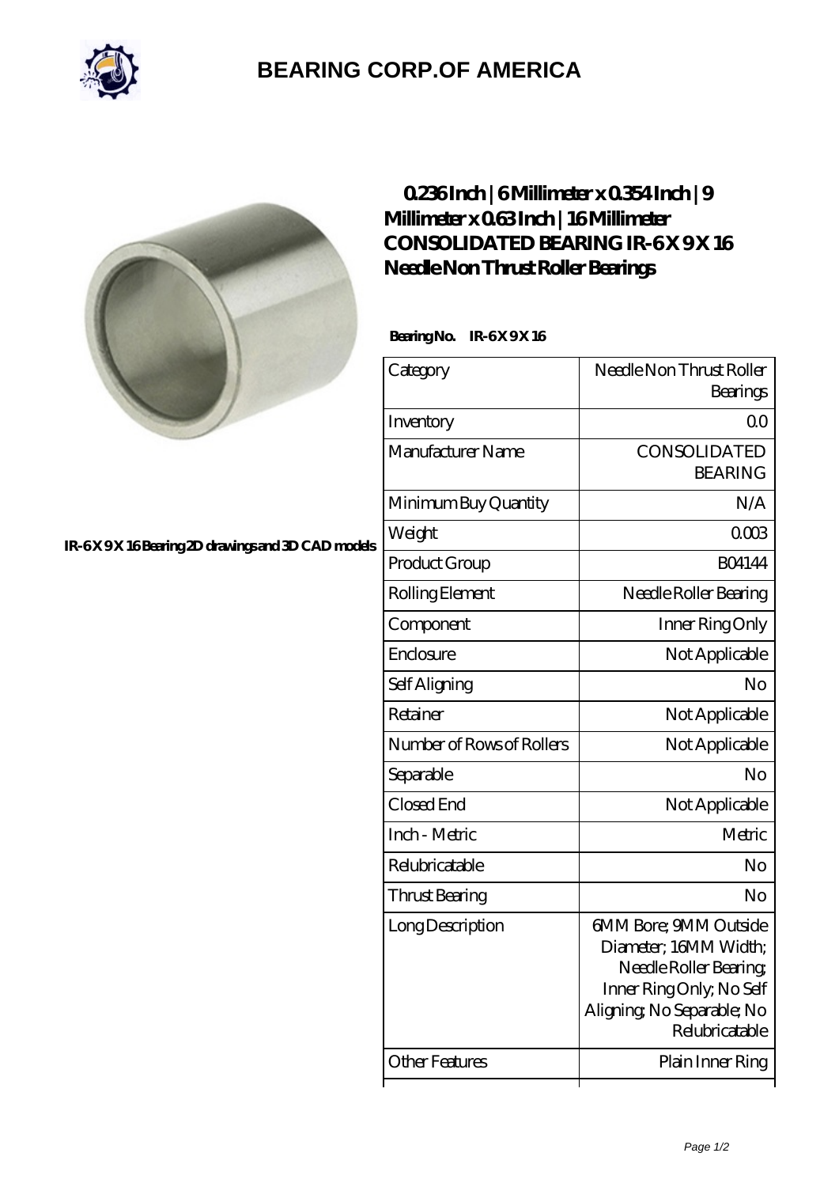# BEARING CORP.OF AMERICA

## 0.236 Inch | 6 Millimeter x 0.354 Inch | 9 Millimeter x 0.63 Inch | 16 Millimeter CONSOLIDATED BEARING IR-6 X 9 X 16 Needle Non Thrust Roller Bearings

IR-6 X 9 X 16 Bearing 2D drawings and 3D CAD models

**Bearing No.** IR-6 X 9 X 16

| Category | Needle Non Thrust Roller Bearings |
|---|---|
| Inventory | 0.0 |
| Manufacturer Name | CONSOLIDATED BEARING |
| Minimum Buy Quantity | N/A |
| Weight | 0.003 |
| Product Group | B04144 |
| Rolling Element | Needle Roller Bearing |
| Component | Inner Ring Only |
| Enclosure | Not Applicable |
| Self Aligning | No |
| Retainer | Not Applicable |
| Number of Rows of Rollers | Not Applicable |
| Separable | No |
| Closed End | Not Applicable |
| Inch - Metric | Metric |
| Relubricatable | No |
| Thrust Bearing | No |
| Long Description | 6MM Bore; 9MM Outside Diameter; 16MM Width; Needle Roller Bearing; Inner Ring Only; No Self Aligning; No Separable; No Relubricatable |
| Other Features | Plain Inner Ring |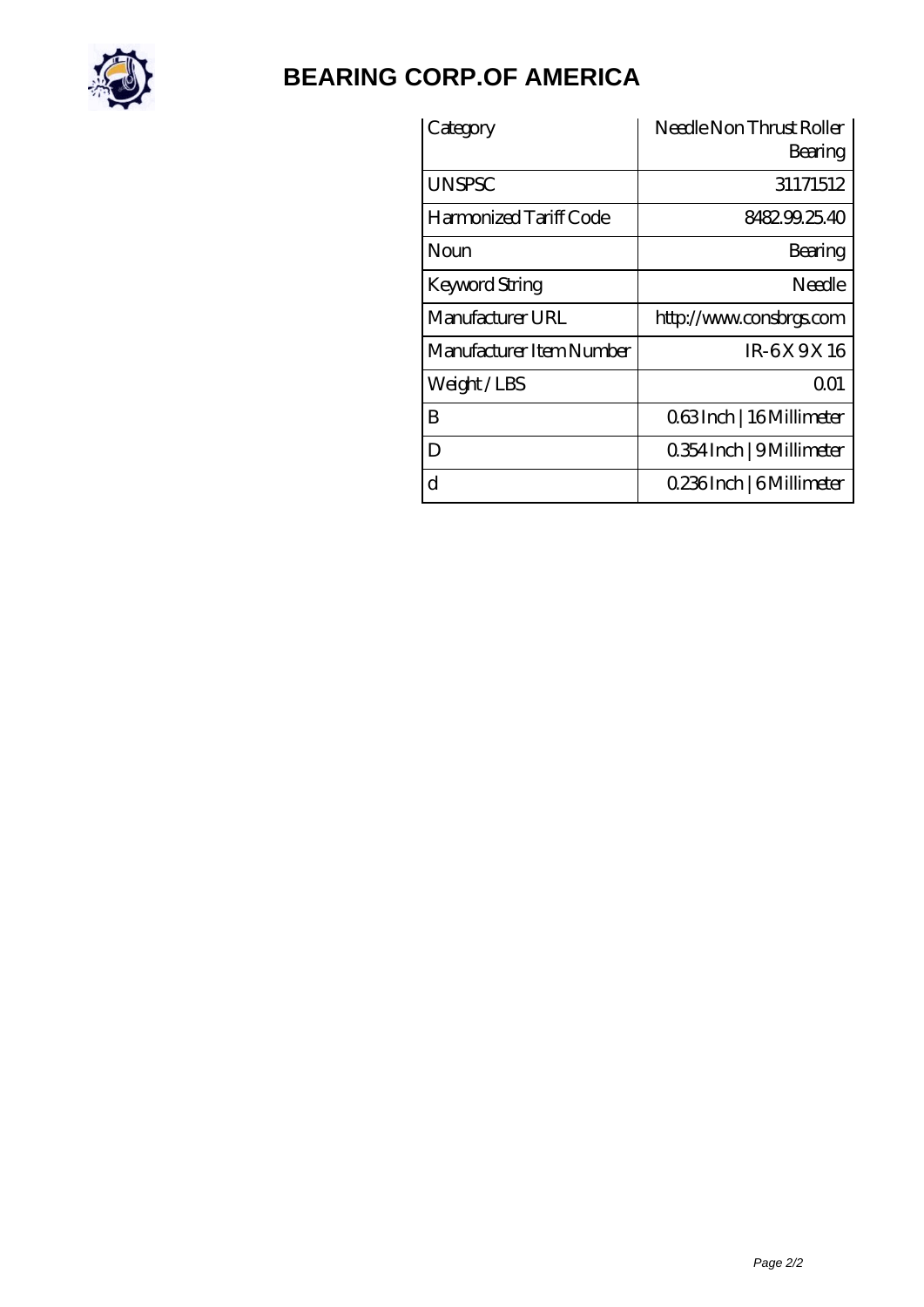# BEARING CORP.OF AMERICA

| | |
|---|---|
| Category | Needle Non Thrust Roller Bearing |
| UNSPSC | 31171512 |
| Harmonized Tariff Code | 8482.99.25.40 |
| Noun | Bearing |
| Keyword String | Needle |
| Manufacturer URL | http://www.consbrgs.com |
| Manufacturer Item Number | IR-6 X 9 X 16 |
| Weight / LBS | 0.01 |
| B | 0.63 Inch \| 16 Millimeter |
| D | 0.354 Inch \| 9 Millimeter |
| d | 0.236 Inch \| 6 Millimeter |